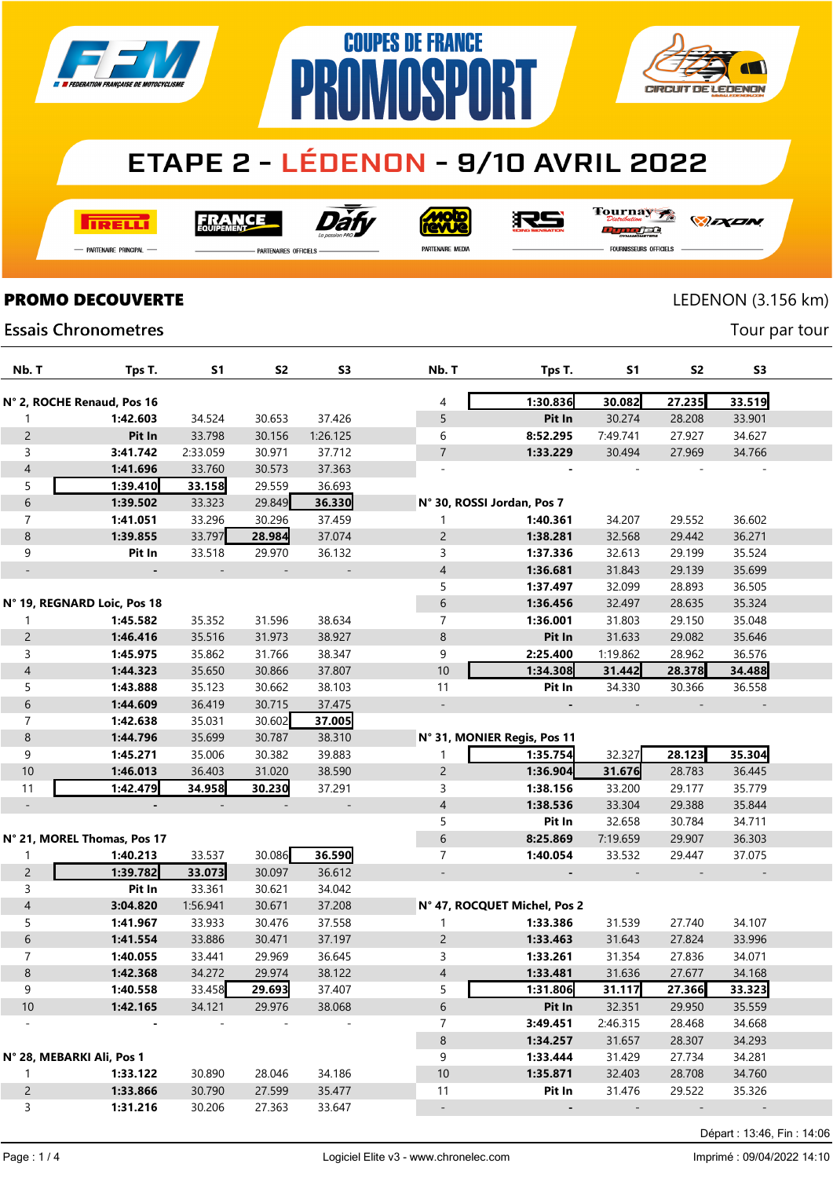# COUPES DE FRANCE PROMOSPORT

## ETAPE 2 - LÉDENON - 9/10 AVRIL 2022

PARTENAIRE PRINCIPAL — PARTENAIRES OFFICIELS — PARTENAIRE MEDIA — FOURNISSEURS OFFICIELS

## PROMO DECOUVERTE

LEDENON (3.156 km)

Essais Chronometres

Tour par tour

| Nb. T | Tps T. | S1 | S2 | S3 |
|---|---|---|---|---|
| **N° 2, ROCHE Renaud, Pos 16** | | | | |
| 1 | **1:42.603** | 34.524 | 30.653 | 37.426 |
| 2 | **Pit In** | 33.798 | 30.156 | 1:26.125 |
| 3 | **3:41.742** | 2:33.059 | 30.971 | 37.712 |
| 4 | **1:41.696** | 33.760 | 30.573 | 37.363 |
| 5 | **1:39.410** | **33.158** | 29.559 | 36.693 |
| 6 | **1:39.502** | 33.323 | 29.849 | **36.330** |
| 7 | **1:41.051** | 33.296 | 30.296 | 37.459 |
| 8 | **1:39.855** | 33.797 | **28.984** | 37.074 |
| 9 | **Pit In** | 33.518 | 29.970 | 36.132 |
| - | - | - | - | - |
| **N° 19, REGNARD Loic, Pos 18** | | | | |
| 1 | **1:45.582** | 35.352 | 31.596 | 38.634 |
| 2 | **1:46.416** | 35.516 | 31.973 | 38.927 |
| 3 | **1:45.975** | 35.862 | 31.766 | 38.347 |
| 4 | **1:44.323** | 35.650 | 30.866 | 37.807 |
| 5 | **1:43.888** | 35.123 | 30.662 | 38.103 |
| 6 | **1:44.609** | 36.419 | 30.715 | 37.475 |
| 7 | **1:42.638** | 35.031 | 30.602 | **37.005** |
| 8 | **1:44.796** | 35.699 | 30.787 | 38.310 |
| 9 | **1:45.271** | 35.006 | 30.382 | 39.883 |
| 10 | **1:46.013** | 36.403 | 31.020 | 38.590 |
| 11 | **1:42.479** | **34.958** | **30.230** | 37.291 |
| - | - | - | - | - |
| **N° 21, MOREL Thomas, Pos 17** | | | | |
| 1 | **1:40.213** | 33.537 | 30.086 | **36.590** |
| 2 | **1:39.782** | **33.073** | 30.097 | 36.612 |
| 3 | **Pit In** | 33.361 | 30.621 | 34.042 |
| 4 | **3:04.820** | 1:56.941 | 30.671 | 37.208 |
| 5 | **1:41.967** | 33.933 | 30.476 | 37.558 |
| 6 | **1:41.554** | 33.886 | 30.471 | 37.197 |
| 7 | **1:40.055** | 33.441 | 29.969 | 36.645 |
| 8 | **1:42.368** | 34.272 | 29.974 | 38.122 |
| 9 | **1:40.558** | 33.458 | **29.693** | 37.407 |
| 10 | **1:42.165** | 34.121 | 29.976 | 38.068 |
| - | - | - | - | - |
| **N° 28, MEBARKI Ali, Pos 1** | | | | |
| 1 | **1:33.122** | 30.890 | 28.046 | 34.186 |
| 2 | **1:33.866** | 30.790 | 27.599 | 35.477 |
| 3 | **1:31.216** | 30.206 | 27.363 | 33.647 |
| 4 | **1:30.836** | **30.082** | **27.235** | **33.519** |
| 5 | **Pit In** | 30.274 | 28.208 | 33.901 |
| 6 | **8:52.295** | 7:49.741 | 27.927 | 34.627 |
| 7 | **1:33.229** | 30.494 | 27.969 | 34.766 |
| - | - | - | - | - |
| **N° 30, ROSSI Jordan, Pos 7** | | | | |
| 1 | **1:40.361** | 34.207 | 29.552 | 36.602 |
| 2 | **1:38.281** | 32.568 | 29.442 | 36.271 |
| 3 | **1:37.336** | 32.613 | 29.199 | 35.524 |
| 4 | **1:36.681** | 31.843 | 29.139 | 35.699 |
| 5 | **1:37.497** | 32.099 | 28.893 | 36.505 |
| 6 | **1:36.456** | 32.497 | 28.635 | 35.324 |
| 7 | **1:36.001** | 31.803 | 29.150 | 35.048 |
| 8 | **Pit In** | 31.633 | 29.082 | 35.646 |
| 9 | **2:25.400** | 1:19.862 | 28.962 | 36.576 |
| 10 | **1:34.308** | **31.442** | **28.378** | **34.488** |
| 11 | **Pit In** | 34.330 | 30.366 | 36.558 |
| - | - | - | - | - |
| **N° 31, MONIER Regis, Pos 11** | | | | |
| 1 | **1:35.754** | 32.327 | **28.123** | **35.304** |
| 2 | **1:36.904** | **31.676** | 28.783 | 36.445 |
| 3 | **1:38.156** | 33.200 | 29.177 | 35.779 |
| 4 | **1:38.536** | 33.304 | 29.388 | 35.844 |
| 5 | **Pit In** | 32.658 | 30.784 | 34.711 |
| 6 | **8:25.869** | 7:19.659 | 29.907 | 36.303 |
| 7 | **1:40.054** | 33.532 | 29.447 | 37.075 |
| - | - | - | - | - |
| **N° 47, ROCQUET Michel, Pos 2** | | | | |
| 1 | **1:33.386** | 31.539 | 27.740 | 34.107 |
| 2 | **1:33.463** | 31.643 | 27.824 | 33.996 |
| 3 | **1:33.261** | 31.354 | 27.836 | 34.071 |
| 4 | **1:33.481** | 31.636 | 27.677 | 34.168 |
| 5 | **1:31.806** | **31.117** | **27.366** | **33.323** |
| 6 | **Pit In** | 32.351 | 29.950 | 35.559 |
| 7 | **3:49.451** | 2:46.315 | 28.468 | 34.668 |
| 8 | **1:34.257** | 31.657 | 28.307 | 34.293 |
| 9 | **1:33.444** | 31.429 | 27.734 | 34.281 |
| 10 | **1:35.871** | 32.403 | 28.708 | 34.760 |
| 11 | **Pit In** | 31.476 | 29.522 | 35.326 |
| - | - | - | - | - |

Départ : 13:46, Fin : 14:06

Logiciel Elite v3 - www.chronelec.com

Imprimé : 09/04/2022 14:10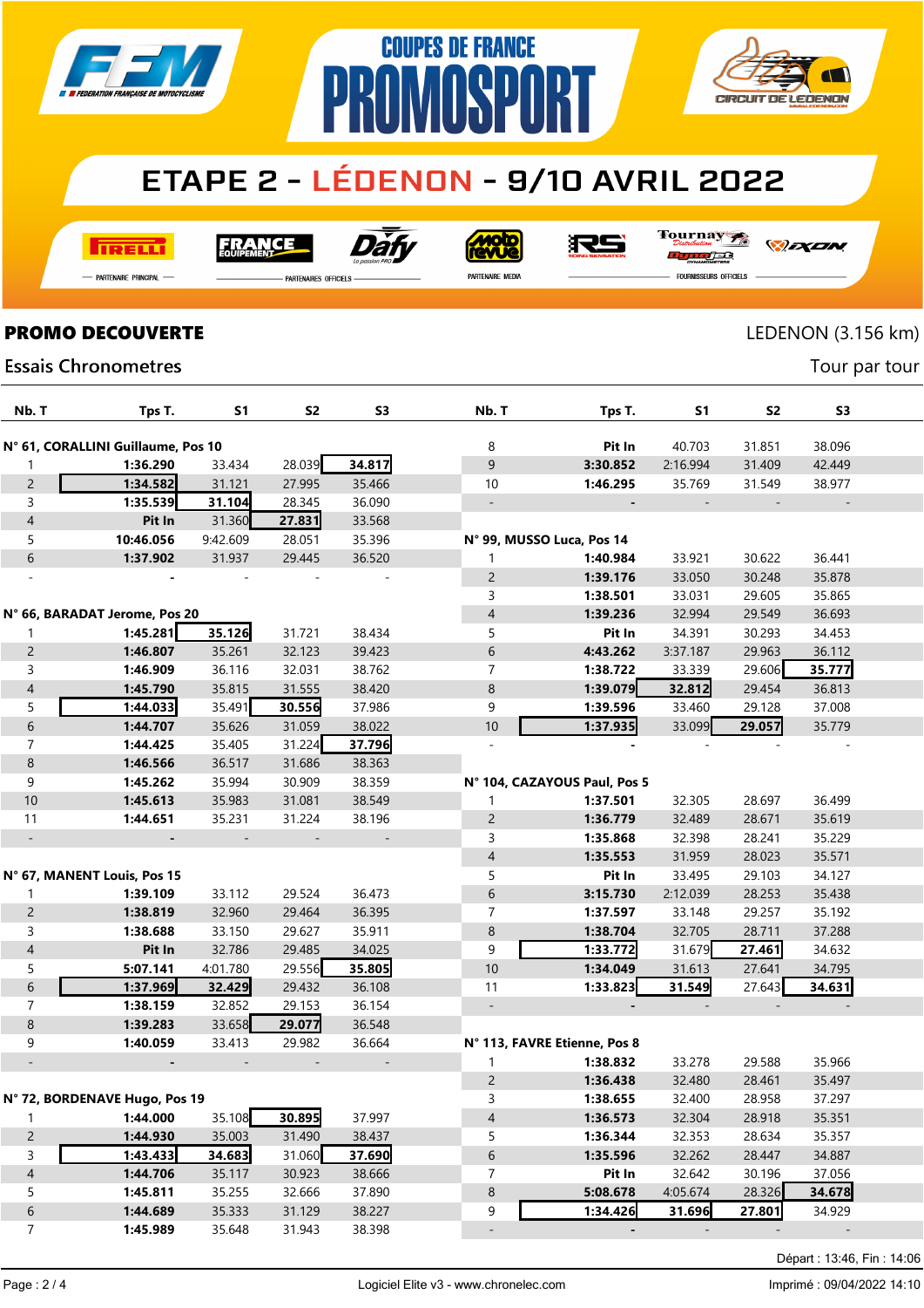# COUPES DE FRANCE PROMOSPORT

## ETAPE 2 - LÉDENON - 9/10 AVRIL 2022

PARTENAIRE PRINCIPAL — PARTENAIRES OFFICIELS — PARTENAIRE MEDIA — FOURNISSEURS OFFICIELS

**PROMO DECOUVERTE** — LEDENON (3.156 km)

Essais Chronometres — Tour par tour

| Nb. T | Tps T. | S1 | S2 | S3 |
|---|---|---|---|---|
| **N° 61, CORALLINI Guillaume, Pos 10** | | | | |
| 1 | **1:36.290** | 33.434 | 28.039 | **34.817** |
| 2 | **1:34.582** | 31.121 | 27.995 | 35.466 |
| 3 | **1:35.539** | **31.104** | 28.345 | 36.090 |
| 4 | **Pit In** | 31.360 | **27.831** | 33.568 |
| 5 | **10:46.056** | 9:42.609 | 28.051 | 35.396 |
| 6 | **1:37.902** | 31.937 | 29.445 | 36.520 |
| - | - | - | - | - |
| **N° 66, BARADAT Jerome, Pos 20** | | | | |
| 1 | **1:45.281** | **35.126** | 31.721 | 38.434 |
| 2 | **1:46.807** | 35.261 | 32.123 | 39.423 |
| 3 | **1:46.909** | 36.116 | 32.031 | 38.762 |
| 4 | **1:45.790** | 35.815 | 31.555 | 38.420 |
| 5 | **1:44.033** | 35.491 | **30.556** | 37.986 |
| 6 | **1:44.707** | 35.626 | 31.059 | 38.022 |
| 7 | **1:44.425** | 35.405 | 31.224 | **37.796** |
| 8 | **1:46.566** | 36.517 | 31.686 | 38.363 |
| 9 | **1:45.262** | 35.994 | 30.909 | 38.359 |
| 10 | **1:45.613** | 35.983 | 31.081 | 38.549 |
| 11 | **1:44.651** | 35.231 | 31.224 | 38.196 |
| - | - | - | - | - |
| **N° 67, MANENT Louis, Pos 15** | | | | |
| 1 | **1:39.109** | 33.112 | 29.524 | 36.473 |
| 2 | **1:38.819** | 32.960 | 29.464 | 36.395 |
| 3 | **1:38.688** | 33.150 | 29.627 | 35.911 |
| 4 | **Pit In** | 32.786 | 29.485 | 34.025 |
| 5 | **5:07.141** | 4:01.780 | 29.556 | **35.805** |
| 6 | **1:37.969** | **32.429** | 29.432 | 36.108 |
| 7 | **1:38.159** | 32.852 | 29.153 | 36.154 |
| 8 | **1:39.283** | 33.658 | **29.077** | 36.548 |
| 9 | **1:40.059** | 33.413 | 29.982 | 36.664 |
| - | - | - | - | - |
| **N° 72, BORDENAVE Hugo, Pos 19** | | | | |
| 1 | **1:44.000** | 35.108 | **30.895** | 37.997 |
| 2 | **1:44.930** | 35.003 | 31.490 | 38.437 |
| 3 | **1:43.433** | **34.683** | 31.060 | **37.690** |
| 4 | **1:44.706** | 35.117 | 30.923 | 38.666 |
| 5 | **1:45.811** | 35.255 | 32.666 | 37.890 |
| 6 | **1:44.689** | 35.333 | 31.129 | 38.227 |
| 7 | **1:45.989** | 35.648 | 31.943 | 38.398 |
| 8 | **Pit In** | 40.703 | 31.851 | 38.096 |
| 9 | **3:30.852** | 2:16.994 | 31.409 | 42.449 |
| 10 | **1:46.295** | 35.769 | 31.549 | 38.977 |
| - | - | - | - | - |
| **N° 99, MUSSO Luca, Pos 14** | | | | |
| 1 | **1:40.984** | 33.921 | 30.622 | 36.441 |
| 2 | **1:39.176** | 33.050 | 30.248 | 35.878 |
| 3 | **1:38.501** | 33.031 | 29.605 | 35.865 |
| 4 | **1:39.236** | 32.994 | 29.549 | 36.693 |
| 5 | **Pit In** | 34.391 | 30.293 | 34.453 |
| 6 | **4:43.262** | 3:37.187 | 29.963 | 36.112 |
| 7 | **1:38.722** | 33.339 | 29.606 | **35.777** |
| 8 | **1:39.079** | **32.812** | 29.454 | 36.813 |
| 9 | **1:39.596** | 33.460 | 29.128 | 37.008 |
| 10 | **1:37.935** | 33.099 | **29.057** | 35.779 |
| - | - | - | - | - |
| **N° 104, CAZAYOUS Paul, Pos 5** | | | | |
| 1 | **1:37.501** | 32.305 | 28.697 | 36.499 |
| 2 | **1:36.779** | 32.489 | 28.671 | 35.619 |
| 3 | **1:35.868** | 32.398 | 28.241 | 35.229 |
| 4 | **1:35.553** | 31.959 | 28.023 | 35.571 |
| 5 | **Pit In** | 33.495 | 29.103 | 34.127 |
| 6 | **3:15.730** | 2:12.039 | 28.253 | 35.438 |
| 7 | **1:37.597** | 33.148 | 29.257 | 35.192 |
| 8 | **1:38.704** | 32.705 | 28.711 | 37.288 |
| 9 | **1:33.772** | 31.679 | **27.461** | 34.632 |
| 10 | **1:34.049** | 31.613 | 27.641 | 34.795 |
| 11 | **1:33.823** | **31.549** | 27.643 | **34.631** |
| - | - | - | - | - |
| **N° 113, FAVRE Etienne, Pos 8** | | | | |
| 1 | **1:38.832** | 33.278 | 29.588 | 35.966 |
| 2 | **1:36.438** | 32.480 | 28.461 | 35.497 |
| 3 | **1:38.655** | 32.400 | 28.958 | 37.297 |
| 4 | **1:36.573** | 32.304 | 28.918 | 35.351 |
| 5 | **1:36.344** | 32.353 | 28.634 | 35.357 |
| 6 | **1:35.596** | 32.262 | 28.447 | 34.887 |
| 7 | **Pit In** | 32.642 | 30.196 | 37.056 |
| 8 | **5:08.678** | 4:05.674 | 28.326 | **34.678** |
| 9 | **1:34.426** | **31.696** | **27.801** | 34.929 |
| - | - | - | - | - |

Départ : 13:46, Fin : 14:06

Logiciel Elite v3 - www.chronelec.com — Imprimé : 09/04/2022 14:10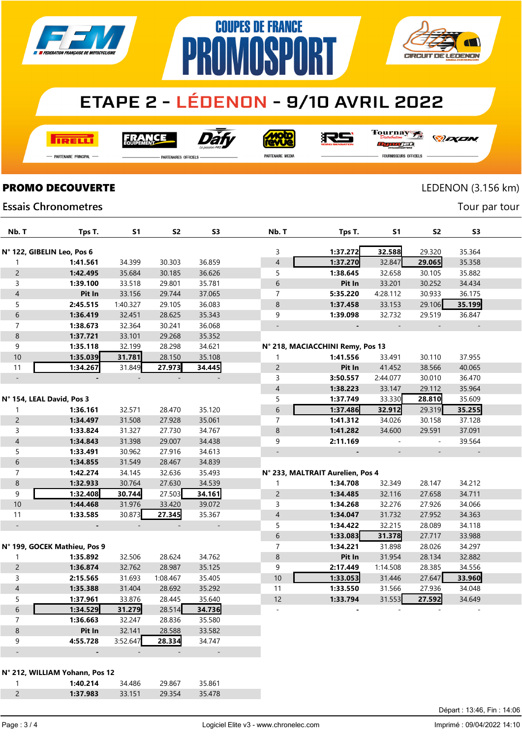# COUPES DE FRANCE PROMOSPORT

## ETAPE 2 - LÉDENON - 9/10 AVRIL 2022

PIRELLI — PARTENAIRE PRINCIPAL | FRANCE EQUIPEMENT, Dafy — PARTENAIRES OFFICIELS | Moto Revue — PARTENAIRE MEDIA | RS, Tournay, Dynojet, IXON — FOURNISSEURS OFFICIELS

## PROMO DECOUVERTE

LEDENON (3.156 km)

Essais Chronometres

Tour par tour

**N° 122, GIBELIN Leo, Pos 6**

| Nb. T | Tps T. | S1 | S2 | S3 |
|---|---|---|---|---|
| 1 | **1:41.561** | 34.399 | 30.303 | 36.859 |
| 2 | **1:42.495** | 35.684 | 30.185 | 36.626 |
| 3 | **1:39.100** | 33.518 | 29.801 | 35.781 |
| 4 | **Pit In** | 33.156 | 29.744 | 37.065 |
| 5 | **2:45.515** | 1:40.327 | 29.105 | 36.083 |
| 6 | **1:36.419** | 32.451 | 28.625 | 35.343 |
| 7 | **1:38.673** | 32.364 | 30.241 | 36.068 |
| 8 | **1:37.721** | 33.101 | 29.268 | 35.352 |
| 9 | **1:35.118** | 32.199 | 28.298 | 34.621 |
| 10 | **1:35.039** | **31.781** | 28.150 | 35.108 |
| 11 | **1:34.267** | 31.849 | **27.973** | **34.445** |
| - | - | - | - | - |

**N° 154, LEAL David, Pos 3**

| Nb. T | Tps T. | S1 | S2 | S3 |
|---|---|---|---|---|
| 1 | **1:36.161** | 32.571 | 28.470 | 35.120 |
| 2 | **1:34.497** | 31.508 | 27.928 | 35.061 |
| 3 | **1:33.824** | 31.327 | 27.730 | 34.767 |
| 4 | **1:34.843** | 31.398 | 29.007 | 34.438 |
| 5 | **1:33.491** | 30.962 | 27.916 | 34.613 |
| 6 | **1:34.855** | 31.549 | 28.467 | 34.839 |
| 7 | **1:42.274** | 34.145 | 32.636 | 35.493 |
| 8 | **1:32.933** | 30.764 | 27.630 | 34.539 |
| 9 | **1:32.408** | **30.744** | 27.503 | **34.161** |
| 10 | **1:44.468** | 31.976 | 33.420 | 39.072 |
| 11 | **1:33.585** | 30.873 | **27.345** | 35.367 |
| - | - | - | - | - |

**N° 199, GOCEK Mathieu, Pos 9**

| Nb. T | Tps T. | S1 | S2 | S3 |
|---|---|---|---|---|
| 1 | **1:35.892** | 32.506 | 28.624 | 34.762 |
| 2 | **1:36.874** | 32.762 | 28.987 | 35.125 |
| 3 | **2:15.565** | 31.693 | 1:08.467 | 35.405 |
| 4 | **1:35.388** | 31.404 | 28.692 | 35.292 |
| 5 | **1:37.961** | 33.876 | 28.445 | 35.640 |
| 6 | **1:34.529** | **31.279** | 28.514 | **34.736** |
| 7 | **1:36.663** | 32.247 | 28.836 | 35.580 |
| 8 | **Pit In** | 32.141 | 28.588 | 33.582 |
| 9 | **4:55.728** | 3:52.647 | **28.334** | 34.747 |
| - | - | - | - | - |

**N° 212, WILLIAM Yohann, Pos 12**

| Nb. T | Tps T. | S1 | S2 | S3 |
|---|---|---|---|---|
| 1 | **1:40.214** | 34.486 | 29.867 | 35.861 |
| 2 | **1:37.983** | 33.151 | 29.354 | 35.478 |
| 3 | **1:37.272** | **32.588** | 29.320 | 35.364 |
| 4 | **1:37.270** | 32.847 | **29.065** | 35.358 |
| 5 | **1:38.645** | 32.658 | 30.105 | 35.882 |
| 6 | **Pit In** | 33.201 | 30.252 | 34.434 |
| 7 | **5:35.220** | 4:28.112 | 30.933 | 36.175 |
| 8 | **1:37.458** | 33.153 | 29.106 | **35.199** |
| 9 | **1:39.098** | 32.732 | 29.519 | 36.847 |
| - | - | - | - | - |

**N° 218, MACIACCHINI Remy, Pos 13**

| Nb. T | Tps T. | S1 | S2 | S3 |
|---|---|---|---|---|
| 1 | **1:41.556** | 33.491 | 30.110 | 37.955 |
| 2 | **Pit In** | 41.452 | 38.566 | 40.065 |
| 3 | **3:50.557** | 2:44.077 | 30.010 | 36.470 |
| 4 | **1:38.223** | 33.147 | 29.112 | 35.964 |
| 5 | **1:37.749** | 33.330 | **28.810** | 35.609 |
| 6 | **1:37.486** | **32.912** | 29.319 | **35.255** |
| 7 | **1:41.312** | 34.026 | 30.158 | 37.128 |
| 8 | **1:41.282** | 34.600 | 29.591 | 37.091 |
| 9 | **2:11.169** | - | - | 39.564 |
| - | - | - | - | - |

**N° 233, MALTRAIT Aurelien, Pos 4**

| Nb. T | Tps T. | S1 | S2 | S3 |
|---|---|---|---|---|
| 1 | **1:34.708** | 32.349 | 28.147 | 34.212 |
| 2 | **1:34.485** | 32.116 | 27.658 | 34.711 |
| 3 | **1:34.268** | 32.276 | 27.926 | 34.066 |
| 4 | **1:34.047** | 31.732 | 27.952 | 34.363 |
| 5 | **1:34.422** | 32.215 | 28.089 | 34.118 |
| 6 | **1:33.083** | **31.378** | 27.717 | 33.988 |
| 7 | **1:34.221** | 31.898 | 28.026 | 34.297 |
| 8 | **Pit In** | 31.954 | 28.134 | 32.882 |
| 9 | **2:17.449** | 1:14.508 | 28.385 | 34.556 |
| 10 | **1:33.053** | 31.446 | 27.647 | **33.960** |
| 11 | **1:33.550** | 31.566 | 27.936 | 34.048 |
| 12 | **1:33.794** | 31.553 | **27.592** | 34.649 |
| - | - | - | - | - |

Départ : 13:46, Fin : 14:06

Logiciel Elite v3 - www.chronelec.com

Imprimé : 09/04/2022 14:10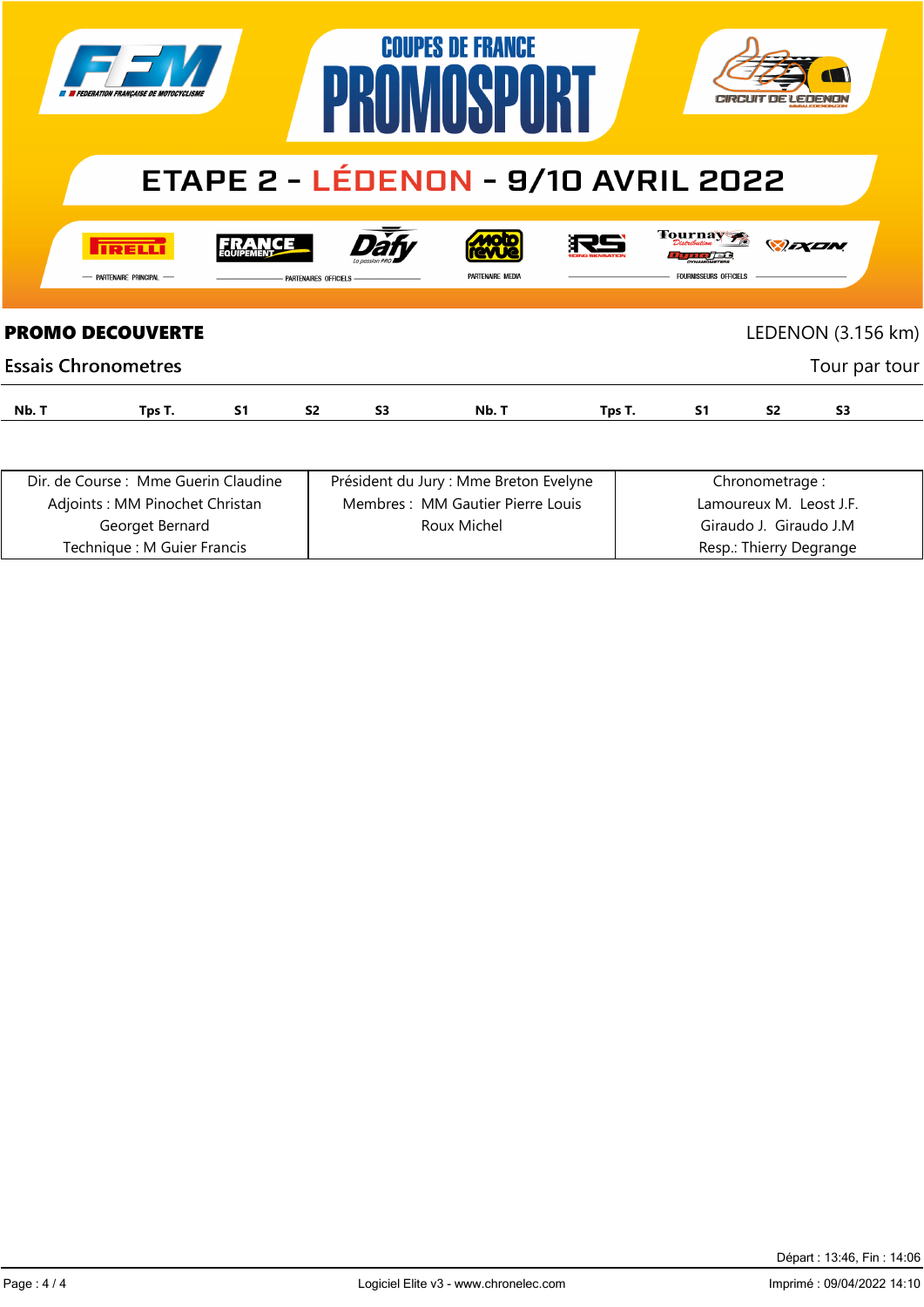# ETAPE 2 - LÉDENON - 9/10 AVRIL 2022

COUPES DE FRANCE PROMOSPORT

PARTENAIRE PRINCIPAL — PARTENAIRES OFFICIELS — PARTENAIRE MEDIA — FOURNISSEURS OFFICIELS

**PROMO DECOUVERTE** LEDENON (3.156 km)

Essais Chronometres Tour par tour

| Nb. T | Tps T. | S1 | S2 | S3 | Nb. T | Tps T. | S1 | S2 | S3 |
|---|---|---|---|---|---|---|---|---|---|

| | | |
|---|---|---|
| Dir. de Course : Mme Guerin Claudine<br>Adjoints : MM Pinochet Christan<br>Georget Bernard<br>Technique : M Guier Francis | Président du Jury : Mme Breton Evelyne<br>Membres : MM Gautier Pierre Louis<br>Roux Michel | Chronometrage :<br>Lamoureux M. Leost J.F.<br>Giraudo J. Giraudo J.M<br>Resp.: Thierry Degrange |

Départ : 13:46, Fin : 14:06

Logiciel Elite v3 - www.chronelec.com

Imprimé : 09/04/2022 14:10